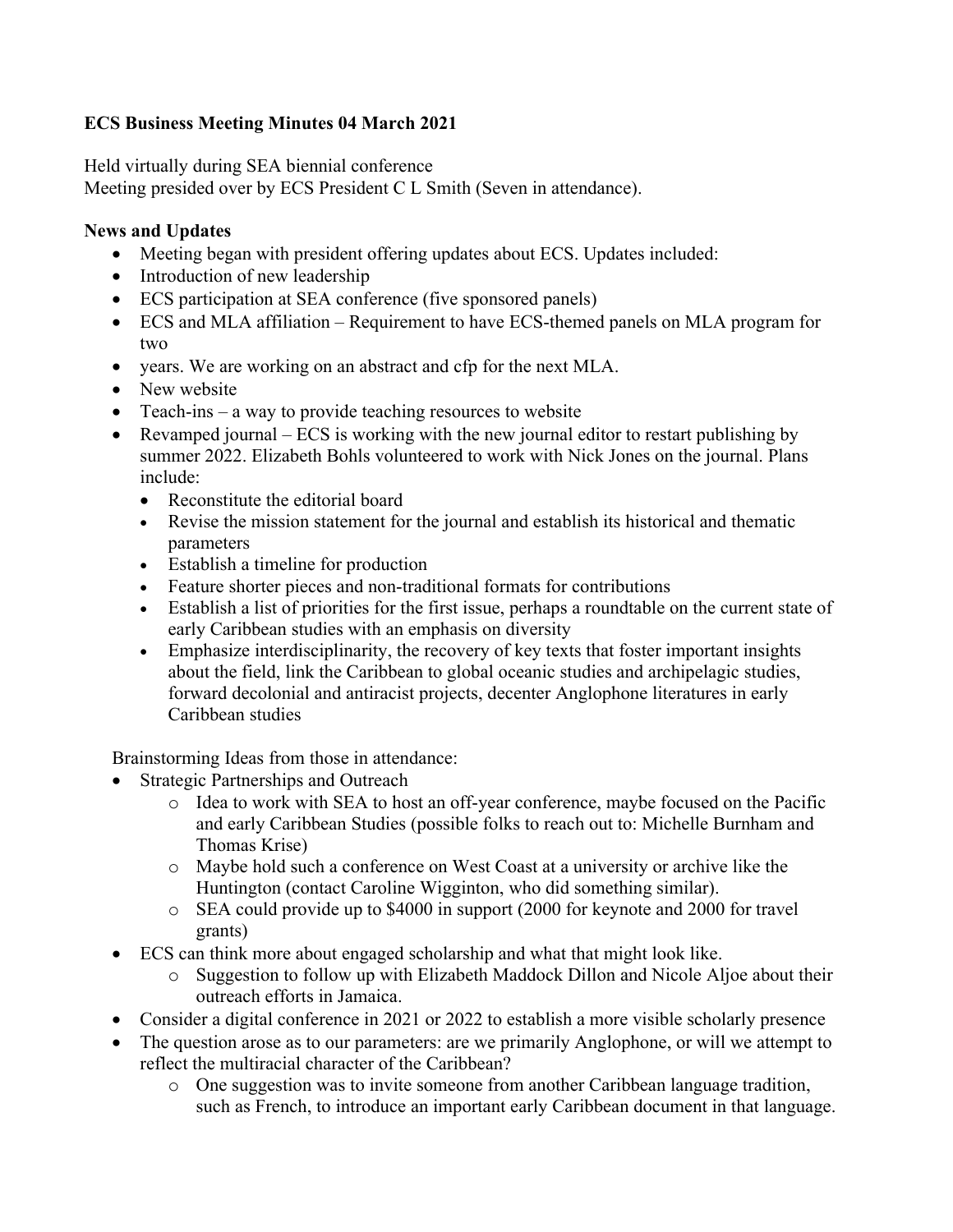**ECS Business Meeting Minutes 04 March 2021**

Held virtually during SEA biennial conference
Meeting presided over by ECS President C L Smith (Seven in attendance).

**News and Updates**

- Meeting began with president offering updates about ECS. Updates included:
- Introduction of new leadership
- ECS participation at SEA conference (five sponsored panels)
- ECS and MLA affiliation – Requirement to have ECS-themed panels on MLA program for two
- years. We are working on an abstract and cfp for the next MLA.
- New website
- Teach-ins – a way to provide teaching resources to website
- Revamped journal – ECS is working with the new journal editor to restart publishing by summer 2022. Elizabeth Bohls volunteered to work with Nick Jones on the journal. Plans include:
  - Reconstitute the editorial board
  - Revise the mission statement for the journal and establish its historical and thematic parameters
  - Establish a timeline for production
  - Feature shorter pieces and non-traditional formats for contributions
  - Establish a list of priorities for the first issue, perhaps a roundtable on the current state of early Caribbean studies with an emphasis on diversity
  - Emphasize interdisciplinarity, the recovery of key texts that foster important insights about the field, link the Caribbean to global oceanic studies and archipelagic studies, forward decolonial and antiracist projects, decenter Anglophone literatures in early Caribbean studies

Brainstorming Ideas from those in attendance:

- Strategic Partnerships and Outreach
  - Idea to work with SEA to host an off-year conference, maybe focused on the Pacific and early Caribbean Studies (possible folks to reach out to: Michelle Burnham and Thomas Krise)
  - Maybe hold such a conference on West Coast at a university or archive like the Huntington (contact Caroline Wigginton, who did something similar).
  - SEA could provide up to $4000 in support (2000 for keynote and 2000 for travel grants)
- ECS can think more about engaged scholarship and what that might look like.
  - Suggestion to follow up with Elizabeth Maddock Dillon and Nicole Aljoe about their outreach efforts in Jamaica.
- Consider a digital conference in 2021 or 2022 to establish a more visible scholarly presence
- The question arose as to our parameters: are we primarily Anglophone, or will we attempt to reflect the multiracial character of the Caribbean?
  - One suggestion was to invite someone from another Caribbean language tradition, such as French, to introduce an important early Caribbean document in that language.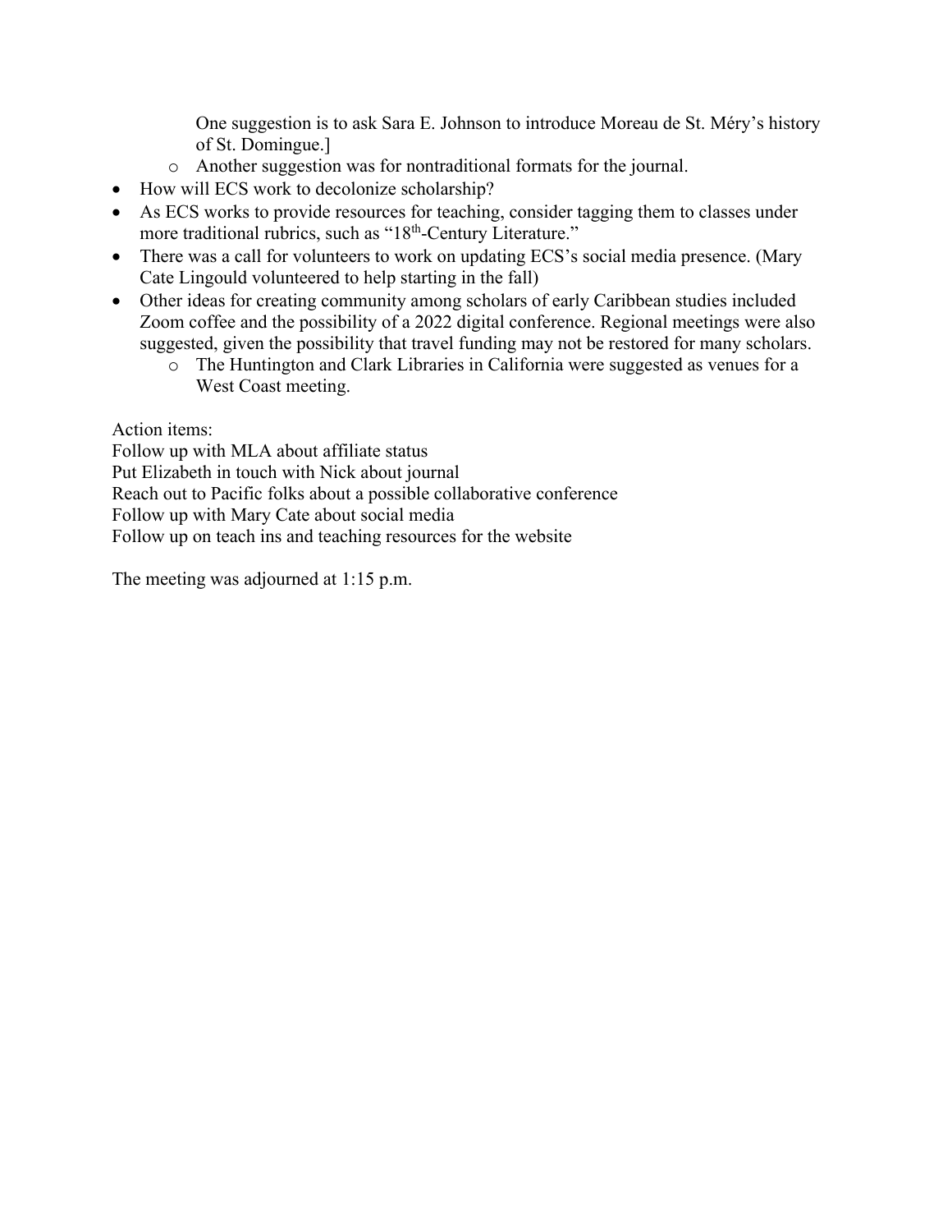One suggestion is to ask Sara E. Johnson to introduce Moreau de St. Méry's history of St. Domingue.]
  - Another suggestion was for nontraditional formats for the journal.
- How will ECS work to decolonize scholarship?
- As ECS works to provide resources for teaching, consider tagging them to classes under more traditional rubrics, such as "18th-Century Literature."
- There was a call for volunteers to work on updating ECS's social media presence. (Mary Cate Lingould volunteered to help starting in the fall)
- Other ideas for creating community among scholars of early Caribbean studies included Zoom coffee and the possibility of a 2022 digital conference. Regional meetings were also suggested, given the possibility that travel funding may not be restored for many scholars.
  - The Huntington and Clark Libraries in California were suggested as venues for a West Coast meeting.

Action items:
Follow up with MLA about affiliate status
Put Elizabeth in touch with Nick about journal
Reach out to Pacific folks about a possible collaborative conference
Follow up with Mary Cate about social media
Follow up on teach ins and teaching resources for the website

The meeting was adjourned at 1:15 p.m.